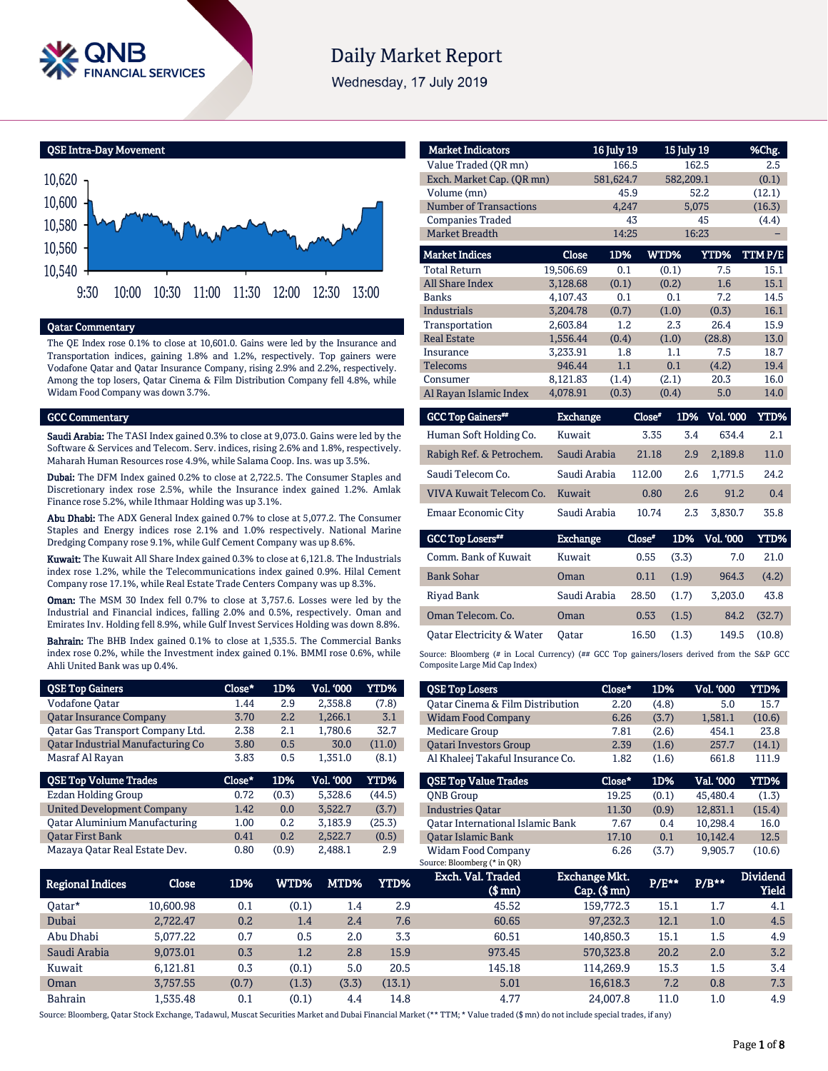# Daily Market Report

Wednesday, 17 July 2019

## QSE Intra-Day Movement

## Qatar Commentary

The QE Index rose 0.1% to close at 10,601.0. Gains were led by the Insurance and Transportation indices, gaining 1.8% and 1.2%, respectively. Top gainers were Vodafone Qatar and Qatar Insurance Company, rising 2.9% and 2.2%, respectively. Among the top losers, Qatar Cinema & Film Distribution Company fell 4.8%, while Widam Food Company was down 3.7%.

## GCC Commentary

**Saudi Arabia:** The TASI Index gained 0.3% to close at 9,073.0. Gains were led by the Software & Services and Telecom. Serv. indices, rising 2.6% and 1.8%, respectively. Maharah Human Resources rose 4.9%, while Salama Coop. Ins. was up 3.5%.

**Dubai:** The DFM Index gained 0.2% to close at 2,722.5. The Consumer Staples and Discretionary index rose 2.5%, while the Insurance index gained 1.2%. Amlak Finance rose 5.2%, while Ithmaar Holding was up 3.1%.

**Abu Dhabi:** The ADX General Index gained 0.7% to close at 5,077.2. The Consumer Staples and Energy indices rose 2.1% and 1.0% respectively. National Marine Dredging Company rose 9.1%, while Gulf Cement Company was up 8.6%.

**Kuwait:** The Kuwait All Share Index gained 0.3% to close at 6,121.8. The Industrials index rose 1.2%, while the Telecommunications index gained 0.9%. Hilal Cement Company rose 17.1%, while Real Estate Trade Centers Company was up 8.3%.

**Oman:** The MSM 30 Index fell 0.7% to close at 3,757.6. Losses were led by the Industrial and Financial indices, falling 2.0% and 0.5%, respectively. Oman and Emirates Inv. Holding fell 8.9%, while Gulf Invest Services Holding was down 8.8%.

**Bahrain:** The BHB Index gained 0.1% to close at 1,535.5. The Commercial Banks index rose 0.2%, while the Investment index gained 0.1%. BMMI rose 0.6%, while Ahli United Bank was up 0.4%.

| Market Indicators | 16 July 19 | 15 July 19 | %Chg. |
|---|---|---|---|
| Value Traded (QR mn) | 166.5 | 162.5 | 2.5 |
| Exch. Market Cap. (QR mn) | 581,624.7 | 582,209.1 | (0.1) |
| Volume (mn) | 45.9 | 52.2 | (12.1) |
| Number of Transactions | 4,247 | 5,075 | (16.3) |
| Companies Traded | 43 | 45 | (4.4) |
| Market Breadth | 14:25 | 16:23 | – |

| Market Indices | Close | 1D% | WTD% | YTD% | TTM P/E |
|---|---|---|---|---|---|
| Total Return | 19,506.69 | 0.1 | (0.1) | 7.5 | 15.1 |
| All Share Index | 3,128.68 | (0.1) | (0.2) | 1.6 | 15.1 |
| Banks | 4,107.43 | 0.1 | 0.1 | 7.2 | 14.5 |
| Industrials | 3,204.78 | (0.7) | (1.0) | (0.3) | 16.1 |
| Transportation | 2,603.84 | 1.2 | 2.3 | 26.4 | 15.9 |
| Real Estate | 1,556.44 | (0.4) | (1.0) | (28.8) | 13.0 |
| Insurance | 3,233.91 | 1.8 | 1.1 | 7.5 | 18.7 |
| Telecoms | 946.44 | 1.1 | 0.1 | (4.2) | 19.4 |
| Consumer | 8,121.83 | (1.4) | (2.1) | 20.3 | 16.0 |
| Al Rayan Islamic Index | 4,078.91 | (0.3) | (0.4) | 5.0 | 14.0 |

| GCC Top Gainers## | Exchange | Close# | 1D% | Vol. '000 | YTD% |
|---|---|---|---|---|---|
| Human Soft Holding Co. | Kuwait | 3.35 | 3.4 | 634.4 | 2.1 |
| Rabigh Ref. & Petrochem. | Saudi Arabia | 21.18 | 2.9 | 2,189.8 | 11.0 |
| Saudi Telecom Co. | Saudi Arabia | 112.00 | 2.6 | 1,771.5 | 24.2 |
| VIVA Kuwait Telecom Co. | Kuwait | 0.80 | 2.6 | 91.2 | 0.4 |
| Emaar Economic City | Saudi Arabia | 10.74 | 2.3 | 3,830.7 | 35.8 |

| GCC Top Losers## | Exchange | Close# | 1D% | Vol. '000 | YTD% |
|---|---|---|---|---|---|
| Comm. Bank of Kuwait | Kuwait | 0.55 | (3.3) | 7.0 | 21.0 |
| Bank Sohar | Oman | 0.11 | (1.9) | 964.3 | (4.2) |
| Riyad Bank | Saudi Arabia | 28.50 | (1.7) | 3,203.0 | 43.8 |
| Oman Telecom. Co. | Oman | 0.53 | (1.5) | 84.2 | (32.7) |
| Qatar Electricity & Water | Qatar | 16.50 | (1.3) | 149.5 | (10.8) |

Source: Bloomberg (# in Local Currency) (## GCC Top gainers/losers derived from the S&P GCC Composite Large Mid Cap Index)

| QSE Top Gainers | Close* | 1D% | Vol. '000 | YTD% |
|---|---|---|---|---|
| Vodafone Qatar | 1.44 | 2.9 | 2,358.8 | (7.8) |
| Qatar Insurance Company | 3.70 | 2.2 | 1,266.1 | 3.1 |
| Qatar Gas Transport Company Ltd. | 2.38 | 2.1 | 1,780.6 | 32.7 |
| Qatar Industrial Manufacturing Co | 3.80 | 0.5 | 30.0 | (11.0) |
| Masraf Al Rayan | 3.83 | 0.5 | 1,351.0 | (8.1) |

| QSE Top Losers | Close* | 1D% | Vol. '000 | YTD% |
|---|---|---|---|---|
| Qatar Cinema & Film Distribution | 2.20 | (4.8) | 5.0 | 15.7 |
| Widam Food Company | 6.26 | (3.7) | 1,581.1 | (10.6) |
| Medicare Group | 7.81 | (2.6) | 454.1 | 23.8 |
| Qatari Investors Group | 2.39 | (1.6) | 257.7 | (14.1) |
| Al Khaleej Takaful Insurance Co. | 1.82 | (1.6) | 661.8 | 111.9 |

| QSE Top Volume Trades | Close* | 1D% | Vol. '000 | YTD% |
|---|---|---|---|---|
| Ezdan Holding Group | 0.72 | (0.3) | 5,328.6 | (44.5) |
| United Development Company | 1.42 | 0.0 | 3,522.7 | (3.7) |
| Qatar Aluminium Manufacturing | 1.00 | 0.2 | 3,183.9 | (25.3) |
| Qatar First Bank | 0.41 | 0.2 | 2,522.7 | (0.5) |
| Mazaya Qatar Real Estate Dev. | 0.80 | (0.9) | 2,488.1 | 2.9 |

| QSE Top Value Trades | Close* | 1D% | Val. '000 | YTD% |
|---|---|---|---|---|
| QNB Group | 19.25 | (0.1) | 45,480.4 | (1.3) |
| Industries Qatar | 11.30 | (0.9) | 12,831.1 | (15.4) |
| Qatar International Islamic Bank | 7.67 | 0.4 | 10,298.4 | 16.0 |
| Qatar Islamic Bank | 17.10 | 0.1 | 10,142.4 | 12.5 |
| Widam Food Company | 6.26 | (3.7) | 9,905.7 | (10.6) |

Source: Bloomberg (* in QR)

| Regional Indices | Close | 1D% | WTD% | MTD% | YTD% | Exch. Val. Traded ($ mn) | Exchange Mkt. Cap. ($ mn) | P/E** | P/B** | Dividend Yield |
|---|---|---|---|---|---|---|---|---|---|---|
| Qatar* | 10,600.98 | 0.1 | (0.1) | 1.4 | 2.9 | 45.52 | 159,772.3 | 15.1 | 1.7 | 4.1 |
| Dubai | 2,722.47 | 0.2 | 1.4 | 2.4 | 7.6 | 60.65 | 97,232.3 | 12.1 | 1.0 | 4.5 |
| Abu Dhabi | 5,077.22 | 0.7 | 0.5 | 2.0 | 3.3 | 60.51 | 140,850.3 | 15.1 | 1.5 | 4.9 |
| Saudi Arabia | 9,073.01 | 0.3 | 1.2 | 2.8 | 15.9 | 973.45 | 570,323.8 | 20.2 | 2.0 | 3.2 |
| Kuwait | 6,121.81 | 0.3 | (0.1) | 5.0 | 20.5 | 145.18 | 114,269.9 | 15.3 | 1.5 | 3.4 |
| Oman | 3,757.55 | (0.7) | (1.3) | (3.3) | (13.1) | 5.01 | 16,618.3 | 7.2 | 0.8 | 7.3 |
| Bahrain | 1,535.48 | 0.1 | (0.1) | 4.4 | 14.8 | 4.77 | 24,007.8 | 11.0 | 1.0 | 4.9 |

Source: Bloomberg, Qatar Stock Exchange, Tadawul, Muscat Securities Market and Dubai Financial Market (** TTM; * Value traded ($ mn) do not include special trades, if any)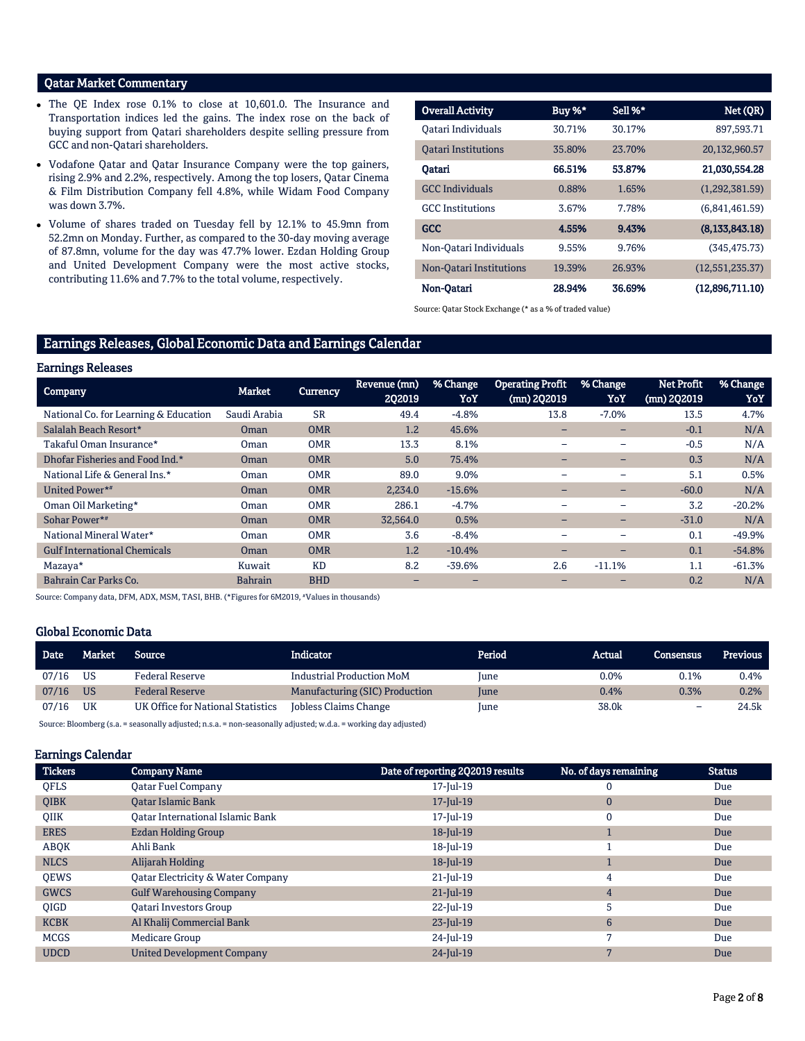## Qatar Market Commentary

- The QE Index rose 0.1% to close at 10,601.0. The Insurance and Transportation indices led the gains. The index rose on the back of buying support from Qatari shareholders despite selling pressure from GCC and non-Qatari shareholders.
- Vodafone Qatar and Qatar Insurance Company were the top gainers, rising 2.9% and 2.2%, respectively. Among the top losers, Qatar Cinema & Film Distribution Company fell 4.8%, while Widam Food Company was down 3.7%.
- Volume of shares traded on Tuesday fell by 12.1% to 45.9mn from 52.2mn on Monday. Further, as compared to the 30-day moving average of 87.8mn, volume for the day was 47.7% lower. Ezdan Holding Group and United Development Company were the most active stocks, contributing 11.6% and 7.7% to the total volume, respectively.

| Overall Activity | Buy %* | Sell %* | Net (QR) |
|---|---|---|---|
| Qatari Individuals | 30.71% | 30.17% | 897,593.71 |
| Qatari Institutions | 35.80% | 23.70% | 20,132,960.57 |
| **Qatari** | **66.51%** | **53.87%** | **21,030,554.28** |
| GCC Individuals | 0.88% | 1.65% | (1,292,381.59) |
| GCC Institutions | 3.67% | 7.78% | (6,841,461.59) |
| **GCC** | **4.55%** | **9.43%** | **(8,133,843.18)** |
| Non-Qatari Individuals | 9.55% | 9.76% | (345,475.73) |
| Non-Qatari Institutions | 19.39% | 26.93% | (12,551,235.37) |
| **Non-Qatari** | **28.94%** | **36.69%** | **(12,896,711.10)** |

Source: Qatar Stock Exchange (* as a % of traded value)

## Earnings Releases, Global Economic Data and Earnings Calendar

### Earnings Releases

| Company | Market | Currency | Revenue (mn) 2Q2019 | % Change YoY | Operating Profit (mn) 2Q2019 | % Change YoY | Net Profit (mn) 2Q2019 | % Change YoY |
|---|---|---|---|---|---|---|---|---|
| National Co. for Learning & Education | Saudi Arabia | SR | 49.4 | -4.8% | 13.8 | -7.0% | 13.5 | 4.7% |
| Salalah Beach Resort* | Oman | OMR | 1.2 | 45.6% | – | – | -0.1 | N/A |
| Takaful Oman Insurance* | Oman | OMR | 13.3 | 8.1% | – | – | -0.5 | N/A |
| Dhofar Fisheries and Food Ind.* | Oman | OMR | 5.0 | 75.4% | – | – | 0.3 | N/A |
| National Life & General Ins.* | Oman | OMR | 89.0 | 9.0% | – | – | 5.1 | 0.5% |
| United Power*# | Oman | OMR | 2,234.0 | -15.6% | – | – | -60.0 | N/A |
| Oman Oil Marketing* | Oman | OMR | 286.1 | -4.7% | – | – | 3.2 | -20.2% |
| Sohar Power*# | Oman | OMR | 32,564.0 | 0.5% | – | – | -31.0 | N/A |
| National Mineral Water* | Oman | OMR | 3.6 | -8.4% | – | – | 0.1 | -49.9% |
| Gulf International Chemicals | Oman | OMR | 1.2 | -10.4% | – | – | 0.1 | -54.8% |
| Mazaya* | Kuwait | KD | 8.2 | -39.6% | 2.6 | -11.1% | 1.1 | -61.3% |
| Bahrain Car Parks Co. | Bahrain | BHD | – | – | – | – | 0.2 | N/A |

Source: Company data, DFM, ADX, MSM, TASI, BHB. (*Figures for 6M2019, #Values in thousands)

### Global Economic Data

| Date | Market | Source | Indicator | Period | Actual | Consensus | Previous |
|---|---|---|---|---|---|---|---|
| 07/16 | US | Federal Reserve | Industrial Production MoM | June | 0.0% | 0.1% | 0.4% |
| 07/16 | US | Federal Reserve | Manufacturing (SIC) Production | June | 0.4% | 0.3% | 0.2% |
| 07/16 | UK | UK Office for National Statistics | Jobless Claims Change | June | 38.0k | – | 24.5k |

Source: Bloomberg (s.a. = seasonally adjusted; n.s.a. = non-seasonally adjusted; w.d.a. = working day adjusted)

### Earnings Calendar

| Tickers | Company Name | Date of reporting 2Q2019 results | No. of days remaining | Status |
|---|---|---|---|---|
| QFLS | Qatar Fuel Company | 17-Jul-19 | 0 | Due |
| QIBK | Qatar Islamic Bank | 17-Jul-19 | 0 | Due |
| QIIK | Qatar International Islamic Bank | 17-Jul-19 | 0 | Due |
| ERES | Ezdan Holding Group | 18-Jul-19 | 1 | Due |
| ABQK | Ahli Bank | 18-Jul-19 | 1 | Due |
| NLCS | Alijarah Holding | 18-Jul-19 | 1 | Due |
| QEWS | Qatar Electricity & Water Company | 21-Jul-19 | 4 | Due |
| GWCS | Gulf Warehousing Company | 21-Jul-19 | 4 | Due |
| QIGD | Qatari Investors Group | 22-Jul-19 | 5 | Due |
| KCBK | Al Khalij Commercial Bank | 23-Jul-19 | 6 | Due |
| MCGS | Medicare Group | 24-Jul-19 | 7 | Due |
| UDCD | United Development Company | 24-Jul-19 | 7 | Due |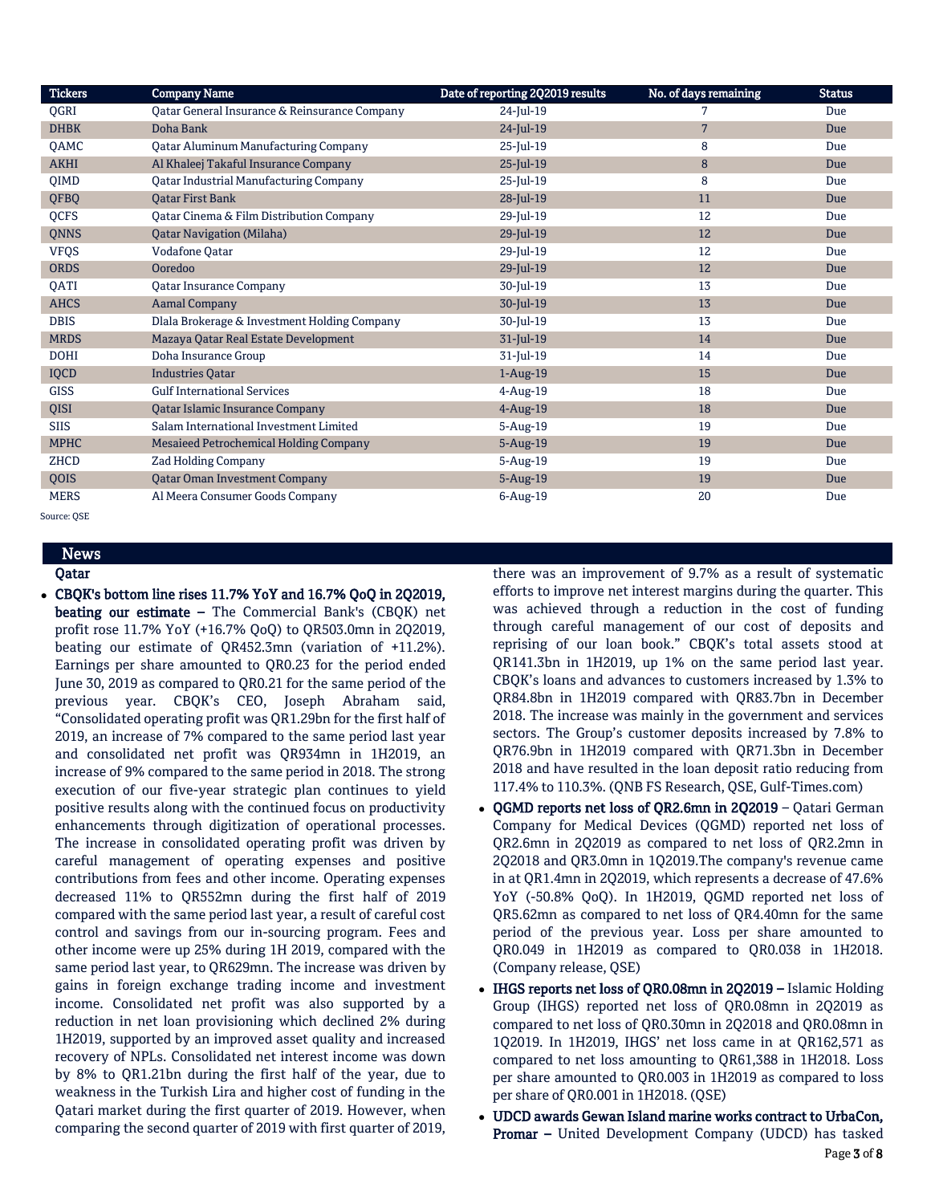| Tickers | Company Name | Date of reporting 2Q2019 results | No. of days remaining | Status |
|---|---|---|---|---|
| QGRI | Qatar General Insurance & Reinsurance Company | 24-Jul-19 | 7 | Due |
| DHBK | Doha Bank | 24-Jul-19 | 7 | Due |
| QAMC | Qatar Aluminum Manufacturing Company | 25-Jul-19 | 8 | Due |
| AKHI | Al Khaleej Takaful Insurance Company | 25-Jul-19 | 8 | Due |
| QIMD | Qatar Industrial Manufacturing Company | 25-Jul-19 | 8 | Due |
| QFBQ | Qatar First Bank | 28-Jul-19 | 11 | Due |
| QCFS | Qatar Cinema & Film Distribution Company | 29-Jul-19 | 12 | Due |
| QNNS | Qatar Navigation (Milaha) | 29-Jul-19 | 12 | Due |
| VFQS | Vodafone Qatar | 29-Jul-19 | 12 | Due |
| ORDS | Ooredoo | 29-Jul-19 | 12 | Due |
| QATI | Qatar Insurance Company | 30-Jul-19 | 13 | Due |
| AHCS | Aamal Company | 30-Jul-19 | 13 | Due |
| DBIS | Dlala Brokerage & Investment Holding Company | 30-Jul-19 | 13 | Due |
| MRDS | Mazaya Qatar Real Estate Development | 31-Jul-19 | 14 | Due |
| DOHI | Doha Insurance Group | 31-Jul-19 | 14 | Due |
| IQCD | Industries Qatar | 1-Aug-19 | 15 | Due |
| GISS | Gulf International Services | 4-Aug-19 | 18 | Due |
| QISI | Qatar Islamic Insurance Company | 4-Aug-19 | 18 | Due |
| SIIS | Salam International Investment Limited | 5-Aug-19 | 19 | Due |
| MPHC | Mesaieed Petrochemical Holding Company | 5-Aug-19 | 19 | Due |
| ZHCD | Zad Holding Company | 5-Aug-19 | 19 | Due |
| QOIS | Qatar Oman Investment Company | 5-Aug-19 | 19 | Due |
| MERS | Al Meera Consumer Goods Company | 6-Aug-19 | 20 | Due |

Source: QSE

## News

### Qatar

- **CBQK's bottom line rises 11.7% YoY and 16.7% QoQ in 2Q2019, beating our estimate –** The Commercial Bank's (CBQK) net profit rose 11.7% YoY (+16.7% QoQ) to QR503.0mn in 2Q2019, beating our estimate of QR452.3mn (variation of +11.2%). Earnings per share amounted to QR0.23 for the period ended June 30, 2019 as compared to QR0.21 for the same period of the previous year. CBQK's CEO, Joseph Abraham said, "Consolidated operating profit was QR1.29bn for the first half of 2019, an increase of 7% compared to the same period last year and consolidated net profit was QR934mn in 1H2019, an increase of 9% compared to the same period in 2018. The strong execution of our five-year strategic plan continues to yield positive results along with the continued focus on productivity enhancements through digitization of operational processes. The increase in consolidated operating profit was driven by careful management of operating expenses and positive contributions from fees and other income. Operating expenses decreased 11% to QR552mn during the first half of 2019 compared with the same period last year, a result of careful cost control and savings from our in-sourcing program. Fees and other income were up 25% during 1H 2019, compared with the same period last year, to QR629mn. The increase was driven by gains in foreign exchange trading income and investment income. Consolidated net profit was also supported by a reduction in net loan provisioning which declined 2% during 1H2019, supported by an improved asset quality and increased recovery of NPLs. Consolidated net interest income was down by 8% to QR1.21bn during the first half of the year, due to weakness in the Turkish Lira and higher cost of funding in the Qatari market during the first quarter of 2019. However, when comparing the second quarter of 2019 with first quarter of 2019, there was an improvement of 9.7% as a result of systematic efforts to improve net interest margins during the quarter. This was achieved through a reduction in the cost of funding through careful management of our cost of deposits and reprising of our loan book." CBQK's total assets stood at QR141.3bn in 1H2019, up 1% on the same period last year. CBQK's loans and advances to customers increased by 1.3% to QR84.8bn in 1H2019 compared with QR83.7bn in December 2018. The increase was mainly in the government and services sectors. The Group's customer deposits increased by 7.8% to QR76.9bn in 1H2019 compared with QR71.3bn in December 2018 and have resulted in the loan deposit ratio reducing from 117.4% to 110.3%. (QNB FS Research, QSE, Gulf-Times.com)
- **QGMD reports net loss of QR2.6mn in 2Q2019** – Qatari German Company for Medical Devices (QGMD) reported net loss of QR2.6mn in 2Q2019 as compared to net loss of QR2.2mn in 2Q2018 and QR3.0mn in 1Q2019.The company's revenue came in at QR1.4mn in 2Q2019, which represents a decrease of 47.6% YoY (-50.8% QoQ). In 1H2019, QGMD reported net loss of QR5.62mn as compared to net loss of QR4.40mn for the same period of the previous year. Loss per share amounted to QR0.049 in 1H2019 as compared to QR0.038 in 1H2018. (Company release, QSE)
- **IHGS reports net loss of QR0.08mn in 2Q2019 –** Islamic Holding Group (IHGS) reported net loss of QR0.08mn in 2Q2019 as compared to net loss of QR0.30mn in 2Q2018 and QR0.08mn in 1Q2019. In 1H2019, IHGS' net loss came in at QR162,571 as compared to net loss amounting to QR61,388 in 1H2018. Loss per share amounted to QR0.003 in 1H2019 as compared to loss per share of QR0.001 in 1H2018. (QSE)
- **UDCD awards Gewan Island marine works contract to UrbaCon, Promar –** United Development Company (UDCD) has tasked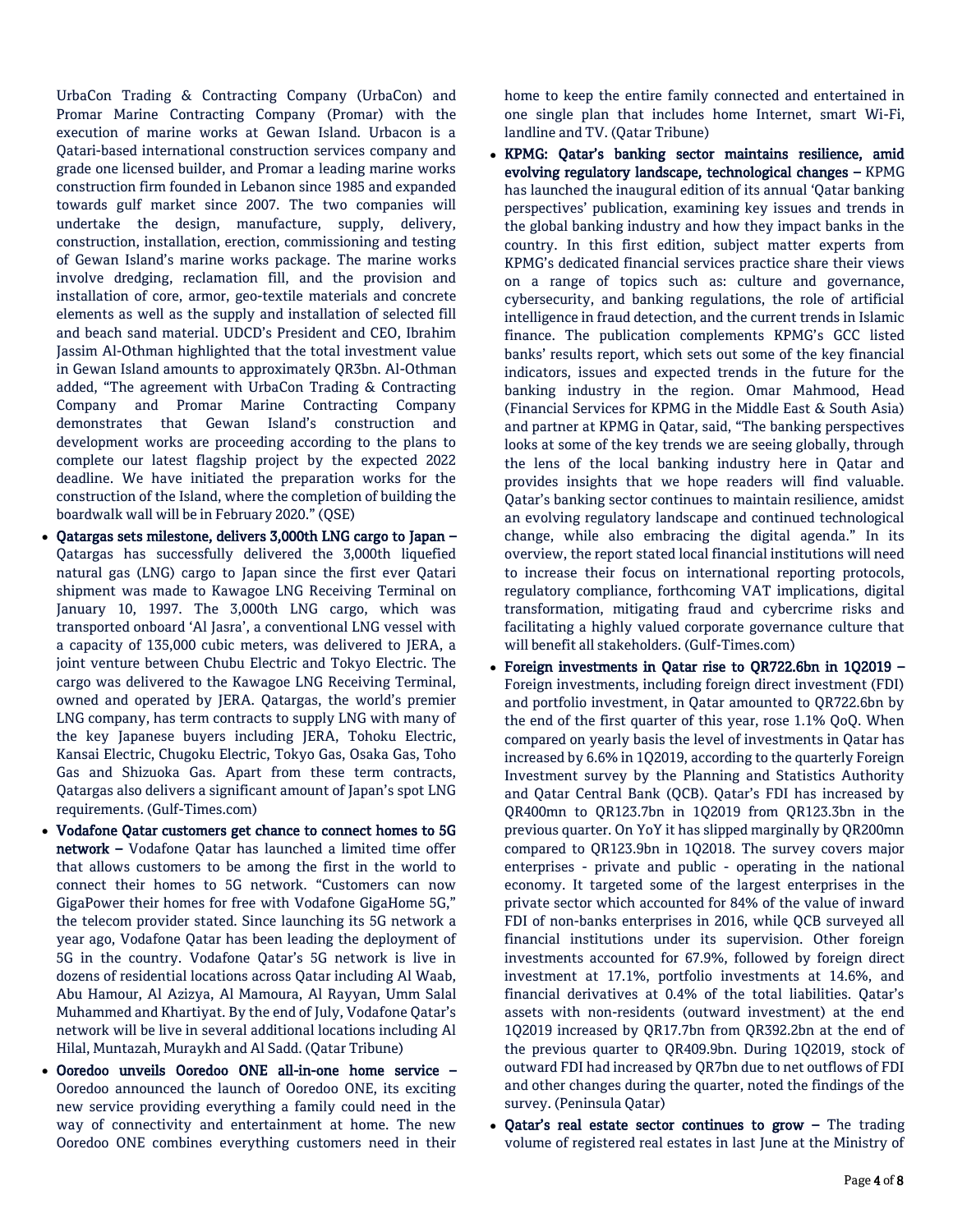UrbaCon Trading & Contracting Company (UrbaCon) and Promar Marine Contracting Company (Promar) with the execution of marine works at Gewan Island. Urbacon is a Qatari-based international construction services company and grade one licensed builder, and Promar a leading marine works construction firm founded in Lebanon since 1985 and expanded towards gulf market since 2007. The two companies will undertake the design, manufacture, supply, delivery, construction, installation, erection, commissioning and testing of Gewan Island's marine works package. The marine works involve dredging, reclamation fill, and the provision and installation of core, armor, geo-textile materials and concrete elements as well as the supply and installation of selected fill and beach sand material. UDCD's President and CEO, Ibrahim Jassim Al-Othman highlighted that the total investment value in Gewan Island amounts to approximately QR3bn. Al-Othman added, "The agreement with UrbaCon Trading & Contracting Company and Promar Marine Contracting Company demonstrates that Gewan Island's construction and development works are proceeding according to the plans to complete our latest flagship project by the expected 2022 deadline. We have initiated the preparation works for the construction of the Island, where the completion of building the boardwalk wall will be in February 2020." (QSE)

- **Qatargas sets milestone, delivers 3,000th LNG cargo to Japan –** Qatargas has successfully delivered the 3,000th liquefied natural gas (LNG) cargo to Japan since the first ever Qatari shipment was made to Kawagoe LNG Receiving Terminal on January 10, 1997. The 3,000th LNG cargo, which was transported onboard 'Al Jasra', a conventional LNG vessel with a capacity of 135,000 cubic meters, was delivered to JERA, a joint venture between Chubu Electric and Tokyo Electric. The cargo was delivered to the Kawagoe LNG Receiving Terminal, owned and operated by JERA. Qatargas, the world's premier LNG company, has term contracts to supply LNG with many of the key Japanese buyers including JERA, Tohoku Electric, Kansai Electric, Chugoku Electric, Tokyo Gas, Osaka Gas, Toho Gas and Shizuoka Gas. Apart from these term contracts, Qatargas also delivers a significant amount of Japan's spot LNG requirements. (Gulf-Times.com)
- **Vodafone Qatar customers get chance to connect homes to 5G network –** Vodafone Qatar has launched a limited time offer that allows customers to be among the first in the world to connect their homes to 5G network. "Customers can now GigaPower their homes for free with Vodafone GigaHome 5G," the telecom provider stated. Since launching its 5G network a year ago, Vodafone Qatar has been leading the deployment of 5G in the country. Vodafone Qatar's 5G network is live in dozens of residential locations across Qatar including Al Waab, Abu Hamour, Al Azizya, Al Mamoura, Al Rayyan, Umm Salal Muhammed and Khartiyat. By the end of July, Vodafone Qatar's network will be live in several additional locations including Al Hilal, Muntazah, Muraykh and Al Sadd. (Qatar Tribune)
- **Ooredoo unveils Ooredoo ONE all-in-one home service –** Ooredoo announced the launch of Ooredoo ONE, its exciting new service providing everything a family could need in the way of connectivity and entertainment at home. The new Ooredoo ONE combines everything customers need in their home to keep the entire family connected and entertained in one single plan that includes home Internet, smart Wi-Fi, landline and TV. (Qatar Tribune)
- **KPMG: Qatar's banking sector maintains resilience, amid evolving regulatory landscape, technological changes –** KPMG has launched the inaugural edition of its annual 'Qatar banking perspectives' publication, examining key issues and trends in the global banking industry and how they impact banks in the country. In this first edition, subject matter experts from KPMG's dedicated financial services practice share their views on a range of topics such as: culture and governance, cybersecurity, and banking regulations, the role of artificial intelligence in fraud detection, and the current trends in Islamic finance. The publication complements KPMG's GCC listed banks' results report, which sets out some of the key financial indicators, issues and expected trends in the future for the banking industry in the region. Omar Mahmood, Head (Financial Services for KPMG in the Middle East & South Asia) and partner at KPMG in Qatar, said, "The banking perspectives looks at some of the key trends we are seeing globally, through the lens of the local banking industry here in Qatar and provides insights that we hope readers will find valuable. Qatar's banking sector continues to maintain resilience, amidst an evolving regulatory landscape and continued technological change, while also embracing the digital agenda." In its overview, the report stated local financial institutions will need to increase their focus on international reporting protocols, regulatory compliance, forthcoming VAT implications, digital transformation, mitigating fraud and cybercrime risks and facilitating a highly valued corporate governance culture that will benefit all stakeholders. (Gulf-Times.com)
- **Foreign investments in Qatar rise to QR722.6bn in 1Q2019 –** Foreign investments, including foreign direct investment (FDI) and portfolio investment, in Qatar amounted to QR722.6bn by the end of the first quarter of this year, rose 1.1% QoQ. When compared on yearly basis the level of investments in Qatar has increased by 6.6% in 1Q2019, according to the quarterly Foreign Investment survey by the Planning and Statistics Authority and Qatar Central Bank (QCB). Qatar's FDI has increased by QR400mn to QR123.7bn in 1Q2019 from QR123.3bn in the previous quarter. On YoY it has slipped marginally by QR200mn compared to QR123.9bn in 1Q2018. The survey covers major enterprises - private and public - operating in the national economy. It targeted some of the largest enterprises in the private sector which accounted for 84% of the value of inward FDI of non-banks enterprises in 2016, while QCB surveyed all financial institutions under its supervision. Other foreign investments accounted for 67.9%, followed by foreign direct investment at 17.1%, portfolio investments at 14.6%, and financial derivatives at 0.4% of the total liabilities. Qatar's assets with non-residents (outward investment) at the end 1Q2019 increased by QR17.7bn from QR392.2bn at the end of the previous quarter to QR409.9bn. During 1Q2019, stock of outward FDI had increased by QR7bn due to net outflows of FDI and other changes during the quarter, noted the findings of the survey. (Peninsula Qatar)
- **Qatar's real estate sector continues to grow –** The trading volume of registered real estates in last June at the Ministry of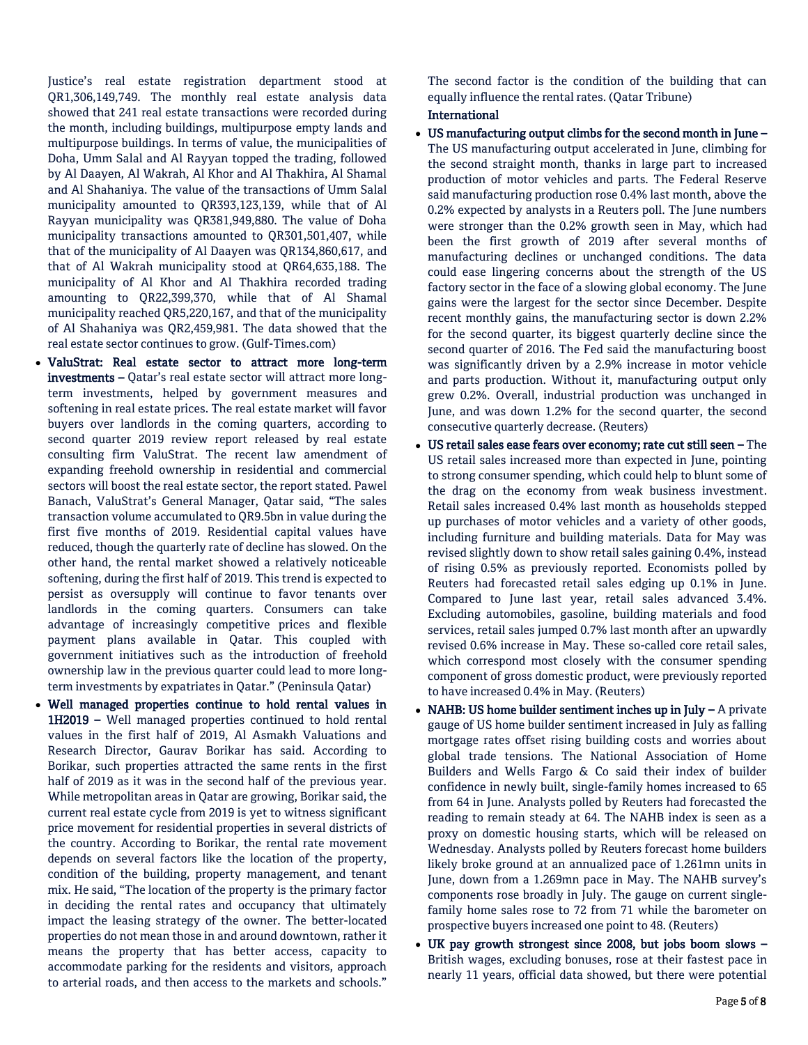Justice's real estate registration department stood at QR1,306,149,749. The monthly real estate analysis data showed that 241 real estate transactions were recorded during the month, including buildings, multipurpose empty lands and multipurpose buildings. In terms of value, the municipalities of Doha, Umm Salal and Al Rayyan topped the trading, followed by Al Daayen, Al Wakrah, Al Khor and Al Thakhira, Al Shamal and Al Shahaniya. The value of the transactions of Umm Salal municipality amounted to QR393,123,139, while that of Al Rayyan municipality was QR381,949,880. The value of Doha municipality transactions amounted to QR301,501,407, while that of the municipality of Al Daayen was QR134,860,617, and that of Al Wakrah municipality stood at QR64,635,188. The municipality of Al Khor and Al Thakhira recorded trading amounting to QR22,399,370, while that of Al Shamal municipality reached QR5,220,167, and that of the municipality of Al Shahaniya was QR2,459,981. The data showed that the real estate sector continues to grow. (Gulf-Times.com)

- **ValuStrat: Real estate sector to attract more long-term investments –** Qatar's real estate sector will attract more long-term investments, helped by government measures and softening in real estate prices. The real estate market will favor buyers over landlords in the coming quarters, according to second quarter 2019 review report released by real estate consulting firm ValuStrat. The recent law amendment of expanding freehold ownership in residential and commercial sectors will boost the real estate sector, the report stated. Pawel Banach, ValuStrat's General Manager, Qatar said, "The sales transaction volume accumulated to QR9.5bn in value during the first five months of 2019. Residential capital values have reduced, though the quarterly rate of decline has slowed. On the other hand, the rental market showed a relatively noticeable softening, during the first half of 2019. This trend is expected to persist as oversupply will continue to favor tenants over landlords in the coming quarters. Consumers can take advantage of increasingly competitive prices and flexible payment plans available in Qatar. This coupled with government initiatives such as the introduction of freehold ownership law in the previous quarter could lead to more long-term investments by expatriates in Qatar." (Peninsula Qatar)
- **Well managed properties continue to hold rental values in 1H2019 –** Well managed properties continued to hold rental values in the first half of 2019, Al Asmakh Valuations and Research Director, Gaurav Borikar has said. According to Borikar, such properties attracted the same rents in the first half of 2019 as it was in the second half of the previous year. While metropolitan areas in Qatar are growing, Borikar said, the current real estate cycle from 2019 is yet to witness significant price movement for residential properties in several districts of the country. According to Borikar, the rental rate movement depends on several factors like the location of the property, condition of the building, property management, and tenant mix. He said, "The location of the property is the primary factor in deciding the rental rates and occupancy that ultimately impact the leasing strategy of the owner. The better-located properties do not mean those in and around downtown, rather it means the property that has better access, capacity to accommodate parking for the residents and visitors, approach to arterial roads, and then access to the markets and schools." The second factor is the condition of the building that can equally influence the rental rates. (Qatar Tribune)

## International

- **US manufacturing output climbs for the second month in June –** The US manufacturing output accelerated in June, climbing for the second straight month, thanks in large part to increased production of motor vehicles and parts. The Federal Reserve said manufacturing production rose 0.4% last month, above the 0.2% expected by analysts in a Reuters poll. The June numbers were stronger than the 0.2% growth seen in May, which had been the first growth of 2019 after several months of manufacturing declines or unchanged conditions. The data could ease lingering concerns about the strength of the US factory sector in the face of a slowing global economy. The June gains were the largest for the sector since December. Despite recent monthly gains, the manufacturing sector is down 2.2% for the second quarter, its biggest quarterly decline since the second quarter of 2016. The Fed said the manufacturing boost was significantly driven by a 2.9% increase in motor vehicle and parts production. Without it, manufacturing output only grew 0.2%. Overall, industrial production was unchanged in June, and was down 1.2% for the second quarter, the second consecutive quarterly decrease. (Reuters)
- **US retail sales ease fears over economy; rate cut still seen –** The US retail sales increased more than expected in June, pointing to strong consumer spending, which could help to blunt some of the drag on the economy from weak business investment. Retail sales increased 0.4% last month as households stepped up purchases of motor vehicles and a variety of other goods, including furniture and building materials. Data for May was revised slightly down to show retail sales gaining 0.4%, instead of rising 0.5% as previously reported. Economists polled by Reuters had forecasted retail sales edging up 0.1% in June. Compared to June last year, retail sales advanced 3.4%. Excluding automobiles, gasoline, building materials and food services, retail sales jumped 0.7% last month after an upwardly revised 0.6% increase in May. These so-called core retail sales, which correspond most closely with the consumer spending component of gross domestic product, were previously reported to have increased 0.4% in May. (Reuters)
- **NAHB: US home builder sentiment inches up in July –** A private gauge of US home builder sentiment increased in July as falling mortgage rates offset rising building costs and worries about global trade tensions. The National Association of Home Builders and Wells Fargo & Co said their index of builder confidence in newly built, single-family homes increased to 65 from 64 in June. Analysts polled by Reuters had forecasted the reading to remain steady at 64. The NAHB index is seen as a proxy on domestic housing starts, which will be released on Wednesday. Analysts polled by Reuters forecast home builders likely broke ground at an annualized pace of 1.261mn units in June, down from a 1.269mn pace in May. The NAHB survey's components rose broadly in July. The gauge on current single-family home sales rose to 72 from 71 while the barometer on prospective buyers increased one point to 48. (Reuters)
- **UK pay growth strongest since 2008, but jobs boom slows –** British wages, excluding bonuses, rose at their fastest pace in nearly 11 years, official data showed, but there were potential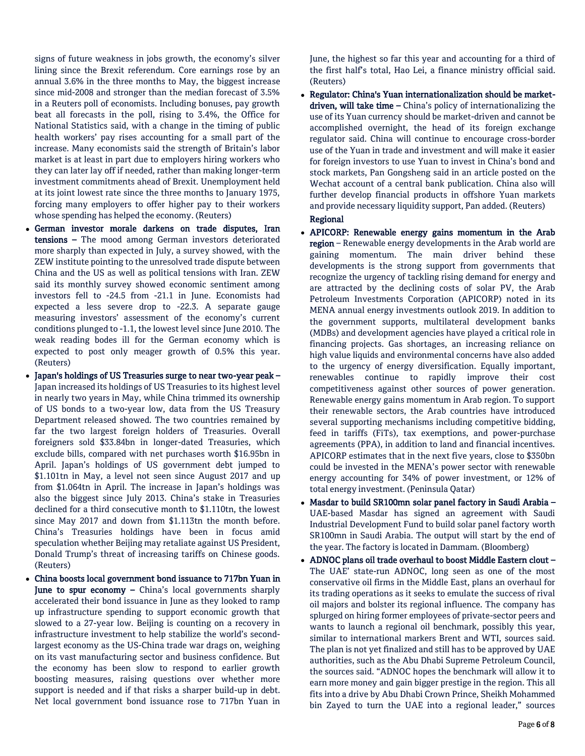signs of future weakness in jobs growth, the economy's silver lining since the Brexit referendum. Core earnings rose by an annual 3.6% in the three months to May, the biggest increase since mid-2008 and stronger than the median forecast of 3.5% in a Reuters poll of economists. Including bonuses, pay growth beat all forecasts in the poll, rising to 3.4%, the Office for National Statistics said, with a change in the timing of public health workers' pay rises accounting for a small part of the increase. Many economists said the strength of Britain's labor market is at least in part due to employers hiring workers who they can later lay off if needed, rather than making longer-term investment commitments ahead of Brexit. Unemployment held at its joint lowest rate since the three months to January 1975, forcing many employers to offer higher pay to their workers whose spending has helped the economy. (Reuters)

- **German investor morale darkens on trade disputes, Iran tensions –** The mood among German investors deteriorated more sharply than expected in July, a survey showed, with the ZEW institute pointing to the unresolved trade dispute between China and the US as well as political tensions with Iran. ZEW said its monthly survey showed economic sentiment among investors fell to -24.5 from -21.1 in June. Economists had expected a less severe drop to -22.3. A separate gauge measuring investors' assessment of the economy's current conditions plunged to -1.1, the lowest level since June 2010. The weak reading bodes ill for the German economy which is expected to post only meager growth of 0.5% this year. (Reuters)
- **Japan's holdings of US Treasuries surge to near two-year peak –** Japan increased its holdings of US Treasuries to its highest level in nearly two years in May, while China trimmed its ownership of US bonds to a two-year low, data from the US Treasury Department released showed. The two countries remained by far the two largest foreign holders of Treasuries. Overall foreigners sold $33.84bn in longer-dated Treasuries, which exclude bills, compared with net purchases worth $16.95bn in April. Japan's holdings of US government debt jumped to $1.101tn in May, a level not seen since August 2017 and up from $1.064tn in April. The increase in Japan's holdings was also the biggest since July 2013. China's stake in Treasuries declined for a third consecutive month to $1.110tn, the lowest since May 2017 and down from $1.113tn the month before. China's Treasuries holdings have been in focus amid speculation whether Beijing may retaliate against US President, Donald Trump's threat of increasing tariffs on Chinese goods. (Reuters)
- **China boosts local government bond issuance to 717bn Yuan in June to spur economy –** China's local governments sharply accelerated their bond issuance in June as they looked to ramp up infrastructure spending to support economic growth that slowed to a 27-year low. Beijing is counting on a recovery in infrastructure investment to help stabilize the world's second-largest economy as the US-China trade war drags on, weighing on its vast manufacturing sector and business confidence. But the economy has been slow to respond to earlier growth boosting measures, raising questions over whether more support is needed and if that risks a sharper build-up in debt. Net local government bond issuance rose to 717bn Yuan in June, the highest so far this year and accounting for a third of the first half's total, Hao Lei, a finance ministry official said. (Reuters)
- **Regulator: China's Yuan internationalization should be market-driven, will take time –** China's policy of internationalizing the use of its Yuan currency should be market-driven and cannot be accomplished overnight, the head of its foreign exchange regulator said. China will continue to encourage cross-border use of the Yuan in trade and investment and will make it easier for foreign investors to use Yuan to invest in China's bond and stock markets, Pan Gongsheng said in an article posted on the Wechat account of a central bank publication. China also will further develop financial products in offshore Yuan markets and provide necessary liquidity support, Pan added. (Reuters)

**Regional**

- **APICORP: Renewable energy gains momentum in the Arab region** – Renewable energy developments in the Arab world are gaining momentum. The main driver behind these developments is the strong support from governments that recognize the urgency of tackling rising demand for energy and are attracted by the declining costs of solar PV, the Arab Petroleum Investments Corporation (APICORP) noted in its MENA annual energy investments outlook 2019. In addition to the government supports, multilateral development banks (MDBs) and development agencies have played a critical role in financing projects. Gas shortages, an increasing reliance on high value liquids and environmental concerns have also added to the urgency of energy diversification. Equally important, renewables continue to rapidly improve their cost competitiveness against other sources of power generation. Renewable energy gains momentum in Arab region. To support their renewable sectors, the Arab countries have introduced several supporting mechanisms including competitive bidding, feed in tariffs (FiTs), tax exemptions, and power-purchase agreements (PPA), in addition to land and financial incentives. APICORP estimates that in the next five years, close to $350bn could be invested in the MENA's power sector with renewable energy accounting for 34% of power investment, or 12% of total energy investment. (Peninsula Qatar)
- **Masdar to build SR100mn solar panel factory in Saudi Arabia –** UAE-based Masdar has signed an agreement with Saudi Industrial Development Fund to build solar panel factory worth SR100mn in Saudi Arabia. The output will start by the end of the year. The factory is located in Dammam. (Bloomberg)
- **ADNOC plans oil trade overhaul to boost Middle Eastern clout –** The UAE' state-run ADNOC, long seen as one of the most conservative oil firms in the Middle East, plans an overhaul for its trading operations as it seeks to emulate the success of rival oil majors and bolster its regional influence. The company has splurged on hiring former employees of private-sector peers and wants to launch a regional oil benchmark, possibly this year, similar to international markers Brent and WTI, sources said. The plan is not yet finalized and still has to be approved by UAE authorities, such as the Abu Dhabi Supreme Petroleum Council, the sources said. "ADNOC hopes the benchmark will allow it to earn more money and gain bigger prestige in the region. This all fits into a drive by Abu Dhabi Crown Prince, Sheikh Mohammed bin Zayed to turn the UAE into a regional leader," sources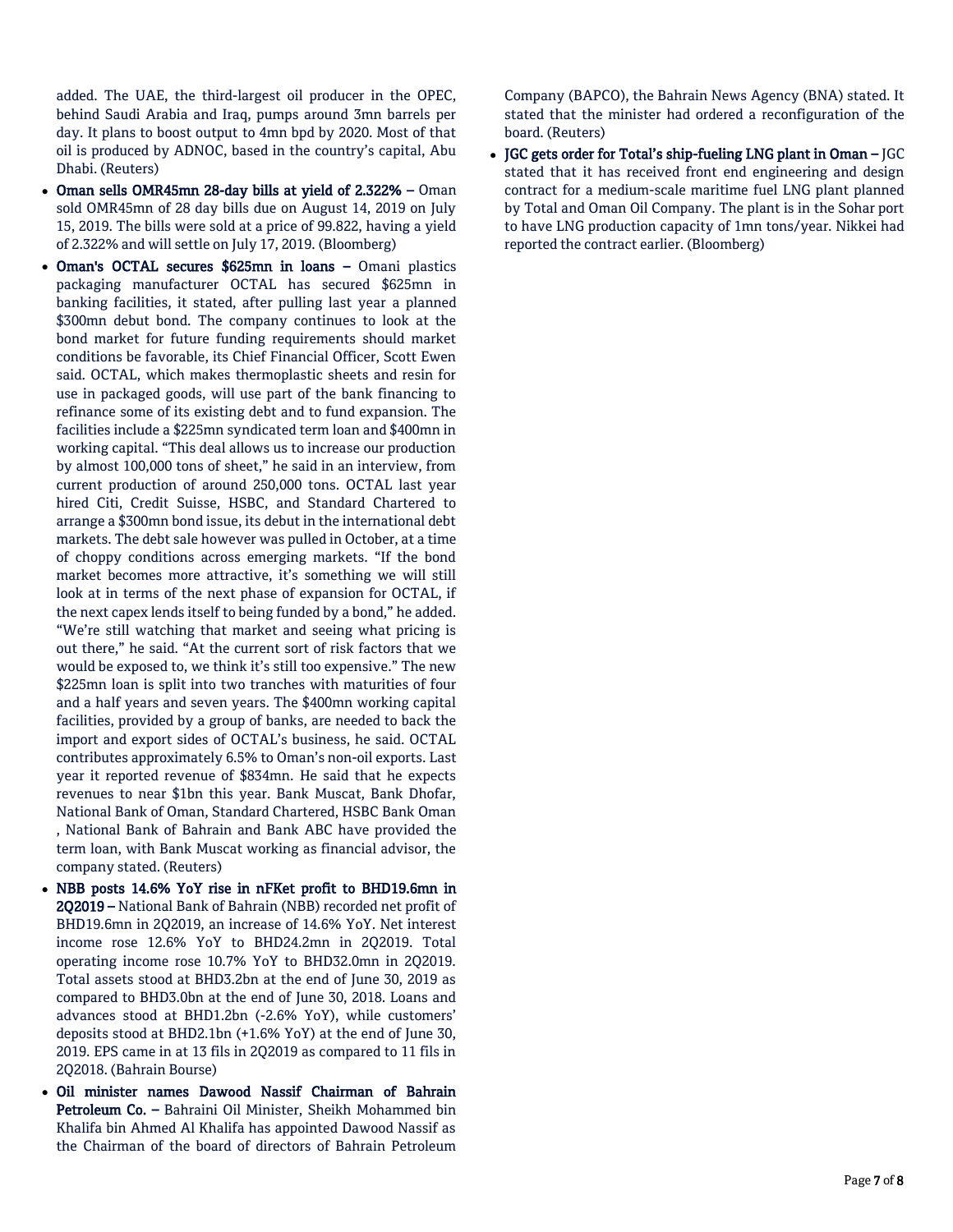added. The UAE, the third-largest oil producer in the OPEC, behind Saudi Arabia and Iraq, pumps around 3mn barrels per day. It plans to boost output to 4mn bpd by 2020. Most of that oil is produced by ADNOC, based in the country's capital, Abu Dhabi. (Reuters)

- **Oman sells OMR45mn 28-day bills at yield of 2.322% –** Oman sold OMR45mn of 28 day bills due on August 14, 2019 on July 15, 2019. The bills were sold at a price of 99.822, having a yield of 2.322% and will settle on July 17, 2019. (Bloomberg)
- **Oman's OCTAL secures $625mn in loans –** Omani plastics packaging manufacturer OCTAL has secured $625mn in banking facilities, it stated, after pulling last year a planned $300mn debut bond. The company continues to look at the bond market for future funding requirements should market conditions be favorable, its Chief Financial Officer, Scott Ewen said. OCTAL, which makes thermoplastic sheets and resin for use in packaged goods, will use part of the bank financing to refinance some of its existing debt and to fund expansion. The facilities include a $225mn syndicated term loan and $400mn in working capital. "This deal allows us to increase our production by almost 100,000 tons of sheet," he said in an interview, from current production of around 250,000 tons. OCTAL last year hired Citi, Credit Suisse, HSBC, and Standard Chartered to arrange a $300mn bond issue, its debut in the international debt markets. The debt sale however was pulled in October, at a time of choppy conditions across emerging markets. "If the bond market becomes more attractive, it's something we will still look at in terms of the next phase of expansion for OCTAL, if the next capex lends itself to being funded by a bond," he added. "We're still watching that market and seeing what pricing is out there," he said. "At the current sort of risk factors that we would be exposed to, we think it's still too expensive." The new $225mn loan is split into two tranches with maturities of four and a half years and seven years. The $400mn working capital facilities, provided by a group of banks, are needed to back the import and export sides of OCTAL's business, he said. OCTAL contributes approximately 6.5% to Oman's non-oil exports. Last year it reported revenue of $834mn. He said that he expects revenues to near $1bn this year. Bank Muscat, Bank Dhofar, National Bank of Oman, Standard Chartered, HSBC Bank Oman , National Bank of Bahrain and Bank ABC have provided the term loan, with Bank Muscat working as financial advisor, the company stated. (Reuters)
- **NBB posts 14.6% YoY rise in nFKet profit to BHD19.6mn in 2Q2019 –** National Bank of Bahrain (NBB) recorded net profit of BHD19.6mn in 2Q2019, an increase of 14.6% YoY. Net interest income rose 12.6% YoY to BHD24.2mn in 2Q2019. Total operating income rose 10.7% YoY to BHD32.0mn in 2Q2019. Total assets stood at BHD3.2bn at the end of June 30, 2019 as compared to BHD3.0bn at the end of June 30, 2018. Loans and advances stood at BHD1.2bn (-2.6% YoY), while customers' deposits stood at BHD2.1bn (+1.6% YoY) at the end of June 30, 2019. EPS came in at 13 fils in 2Q2019 as compared to 11 fils in 2Q2018. (Bahrain Bourse)
- **Oil minister names Dawood Nassif Chairman of Bahrain Petroleum Co. –** Bahraini Oil Minister, Sheikh Mohammed bin Khalifa bin Ahmed Al Khalifa has appointed Dawood Nassif as the Chairman of the board of directors of Bahrain Petroleum Company (BAPCO), the Bahrain News Agency (BNA) stated. It stated that the minister had ordered a reconfiguration of the board. (Reuters)
- **JGC gets order for Total's ship-fueling LNG plant in Oman –** JGC stated that it has received front end engineering and design contract for a medium-scale maritime fuel LNG plant planned by Total and Oman Oil Company. The plant is in the Sohar port to have LNG production capacity of 1mn tons/year. Nikkei had reported the contract earlier. (Bloomberg)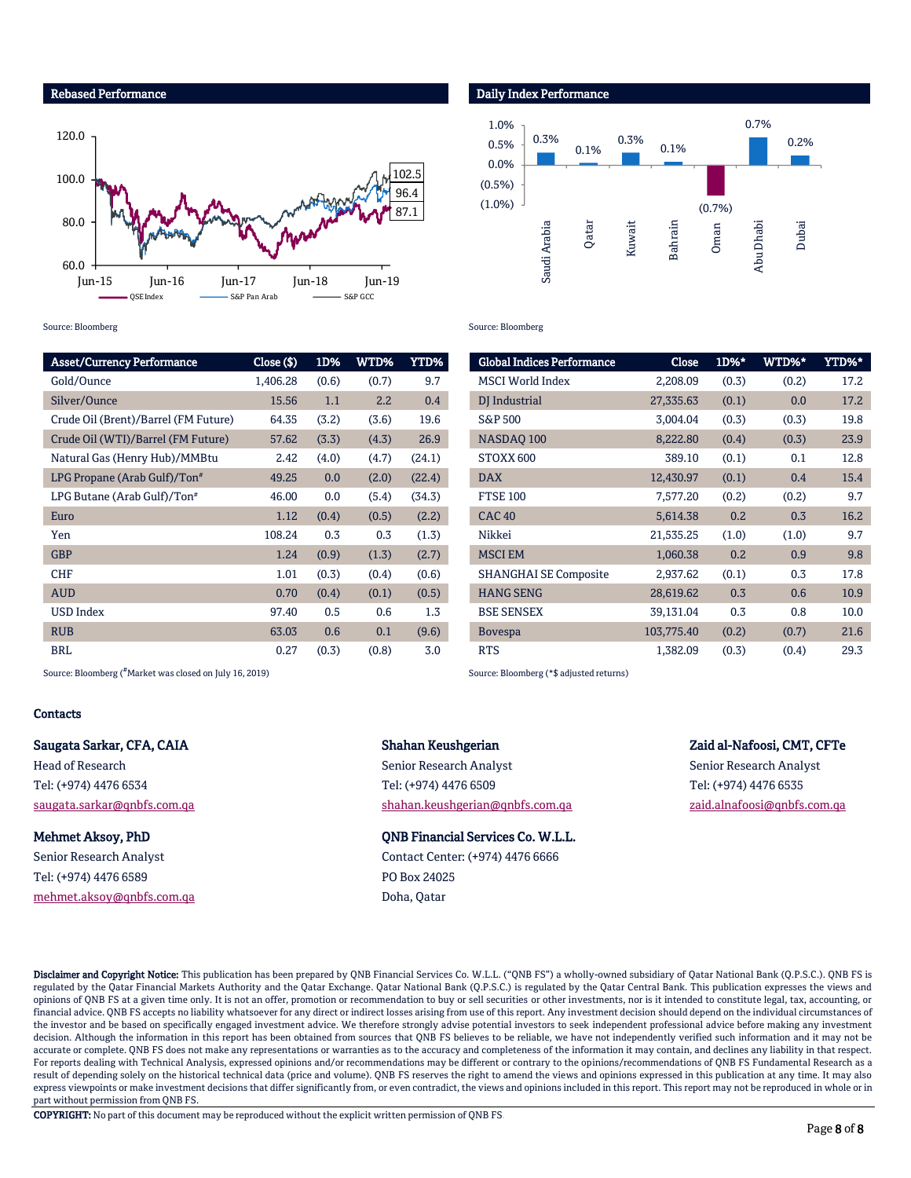## Rebased Performance

120.0
100.0
80.0
60.0
Jun-15
Jun-16
Jun-17
Jun-18
Jun-19
102.5
96.4
87.1
QSE Index
S&P Pan Arab
S&P GCC

Source: Bloomberg

## Daily Index Performance

1.0%
0.5%
0.0%
(0.5%)
(1.0%)
0.3%
0.1%
0.3%
0.1%
(0.7%)
0.7%
0.2%
Saudi Arabia
Qatar
Kuwait
Bahrain
Oman
Abu Dhabi
Dubai

Source: Bloomberg

| Asset/Currency Performance | Close ($) | 1D% | WTD% | YTD% |
|---|---|---|---|---|
| Gold/Ounce | 1,406.28 | (0.6) | (0.7) | 9.7 |
| Silver/Ounce | 15.56 | 1.1 | 2.2 | 0.4 |
| Crude Oil (Brent)/Barrel (FM Future) | 64.35 | (3.2) | (3.6) | 19.6 |
| Crude Oil (WTI)/Barrel (FM Future) | 57.62 | (3.3) | (4.3) | 26.9 |
| Natural Gas (Henry Hub)/MMBtu | 2.42 | (4.0) | (4.7) | (24.1) |
| LPG Propane (Arab Gulf)/Ton# | 49.25 | 0.0 | (2.0) | (22.4) |
| LPG Butane (Arab Gulf)/Ton# | 46.00 | 0.0 | (5.4) | (34.3) |
| Euro | 1.12 | (0.4) | (0.5) | (2.2) |
| Yen | 108.24 | 0.3 | 0.3 | (1.3) |
| GBP | 1.24 | (0.9) | (1.3) | (2.7) |
| CHF | 1.01 | (0.3) | (0.4) | (0.6) |
| AUD | 0.70 | (0.4) | (0.1) | (0.5) |
| USD Index | 97.40 | 0.5 | 0.6 | 1.3 |
| RUB | 63.03 | 0.6 | 0.1 | (9.6) |
| BRL | 0.27 | (0.3) | (0.8) | 3.0 |

Source: Bloomberg (#Market was closed on July 16, 2019)

| Global Indices Performance | Close | 1D%* | WTD%* | YTD%* |
|---|---|---|---|---|
| MSCI World Index | 2,208.09 | (0.3) | (0.2) | 17.2 |
| DJ Industrial | 27,335.63 | (0.1) | 0.0 | 17.2 |
| S&P 500 | 3,004.04 | (0.3) | (0.3) | 19.8 |
| NASDAQ 100 | 8,222.80 | (0.4) | (0.3) | 23.9 |
| STOXX 600 | 389.10 | (0.1) | 0.1 | 12.8 |
| DAX | 12,430.97 | (0.1) | 0.4 | 15.4 |
| FTSE 100 | 7,577.20 | (0.2) | (0.2) | 9.7 |
| CAC 40 | 5,614.38 | 0.2 | 0.3 | 16.2 |
| Nikkei | 21,535.25 | (1.0) | (1.0) | 9.7 |
| MSCI EM | 1,060.38 | 0.2 | 0.9 | 9.8 |
| SHANGHAI SE Composite | 2,937.62 | (0.1) | 0.3 | 17.8 |
| HANG SENG | 28,619.62 | 0.3 | 0.6 | 10.9 |
| BSE SENSEX | 39,131.04 | 0.3 | 0.8 | 10.0 |
| Bovespa | 103,775.40 | (0.2) | (0.7) | 21.6 |
| RTS | 1,382.09 | (0.3) | (0.4) | 29.3 |

Source: Bloomberg (*$ adjusted returns)

## Contacts

**Saugata Sarkar, CFA, CAIA**
Head of Research
Tel: (+974) 4476 6534
saugata.sarkar@qnbfs.com.qa

**Shahan Keushgerian**
Senior Research Analyst
Tel: (+974) 4476 6509
shahan.keushgerian@qnbfs.com.qa

**Zaid al-Nafoosi, CMT, CFTe**
Senior Research Analyst
Tel: (+974) 4476 6535
zaid.alnafoosi@qnbfs.com.qa

**Mehmet Aksoy, PhD**
Senior Research Analyst
Tel: (+974) 4476 6589
mehmet.aksoy@qnbfs.com.qa

**QNB Financial Services Co. W.L.L.**
Contact Center: (+974) 4476 6666
PO Box 24025
Doha, Qatar

**Disclaimer and Copyright Notice:** This publication has been prepared by QNB Financial Services Co. W.L.L. ("QNB FS") a wholly-owned subsidiary of Qatar National Bank (Q.P.S.C.). QNB FS is regulated by the Qatar Financial Markets Authority and the Qatar Exchange. Qatar National Bank (Q.P.S.C.) is regulated by the Qatar Central Bank. This publication expresses the views and opinions of QNB FS at a given time only. It is not an offer, promotion or recommendation to buy or sell securities or other investments, nor is it intended to constitute legal, tax, accounting, or financial advice. QNB FS accepts no liability whatsoever for any direct or indirect losses arising from use of this report. Any investment decision should depend on the individual circumstances of the investor and be based on specifically engaged investment advice. We therefore strongly advise potential investors to seek independent professional advice before making any investment decision. Although the information in this report has been obtained from sources that QNB FS believes to be reliable, we have not independently verified such information and it may not be accurate or complete. QNB FS does not make any representations or warranties as to the accuracy and completeness of the information it may contain, and declines any liability in that respect. For reports dealing with Technical Analysis, expressed opinions and/or recommendations may be different or contrary to the opinions/recommendations of QNB FS Fundamental Research as a result of depending solely on the historical technical data (price and volume). QNB FS reserves the right to amend the views and opinions expressed in this publication at any time. It may also express viewpoints or make investment decisions that differ significantly from, or even contradict, the views and opinions included in this report. This report may not be reproduced in whole or in part without permission from QNB FS.

**COPYRIGHT:** No part of this document may be reproduced without the explicit written permission of QNB FS